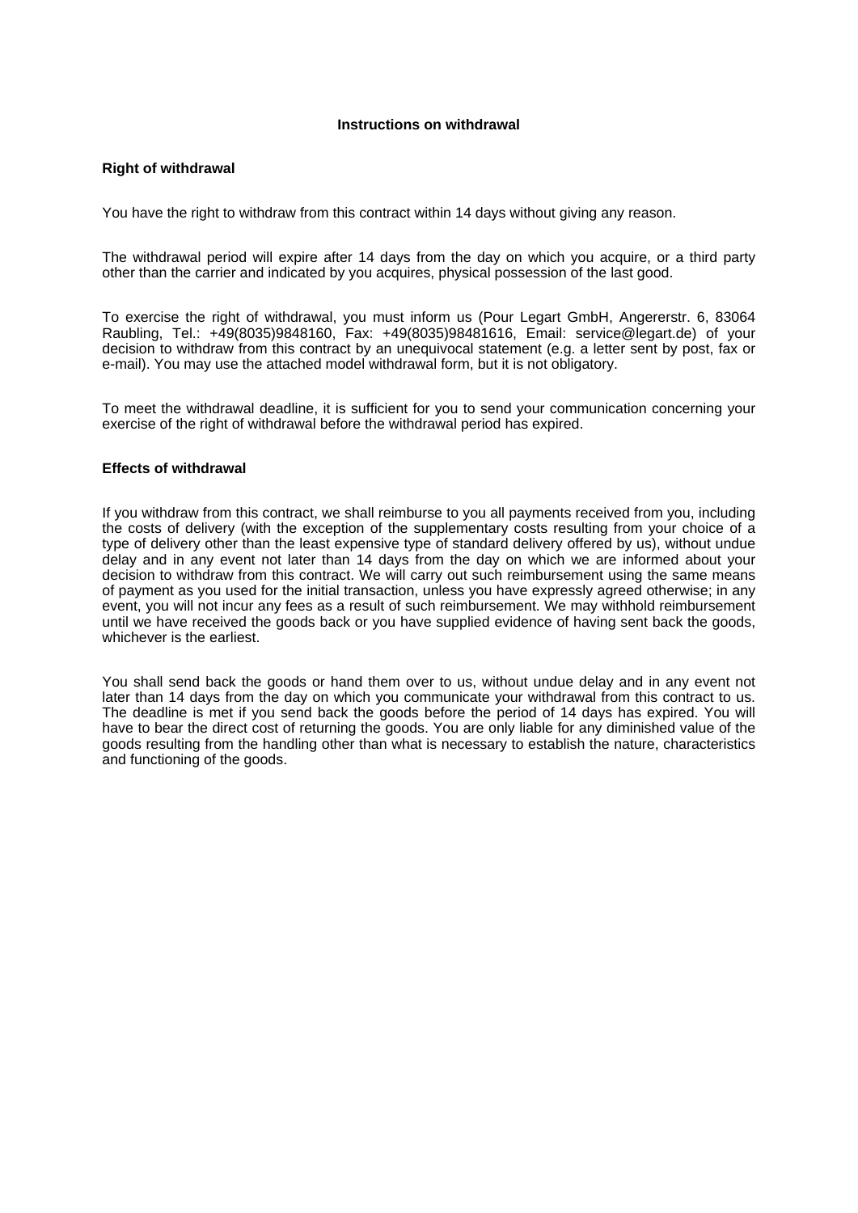# Instructions on withdrawal

## Right of withdrawal

You have the right to withdraw from this contract within 14 days without giving any reason.

The withdrawal period will expire after 14 days from the day on which you acquire, or a third party other than the carrier and indicated by you acquires, physical possession of the last good.

To exercise the right of withdrawal, you must inform us (Pour Legart GmbH, Angererstr. 6, 83064 Raubling, Tel.: +49(8035)9848160, Fax: +49(8035)98481616, Email: service@legart.de) of your decision to withdraw from this contract by an unequivocal statement (e.g. a letter sent by post, fax or e-mail). You may use the attached model withdrawal form, but it is not obligatory.

To meet the withdrawal deadline, it is sufficient for you to send your communication concerning your exercise of the right of withdrawal before the withdrawal period has expired.

## Effects of withdrawal

If you withdraw from this contract, we shall reimburse to you all payments received from you, including the costs of delivery (with the exception of the supplementary costs resulting from your choice of a type of delivery other than the least expensive type of standard delivery offered by us), without undue delay and in any event not later than 14 days from the day on which we are informed about your decision to withdraw from this contract. We will carry out such reimbursement using the same means of payment as you used for the initial transaction, unless you have expressly agreed otherwise; in any event, you will not incur any fees as a result of such reimbursement. We may withhold reimbursement until we have received the goods back or you have supplied evidence of having sent back the goods, whichever is the earliest.

You shall send back the goods or hand them over to us, without undue delay and in any event not later than 14 days from the day on which you communicate your withdrawal from this contract to us. The deadline is met if you send back the goods before the period of 14 days has expired. You will have to bear the direct cost of returning the goods. You are only liable for any diminished value of the goods resulting from the handling other than what is necessary to establish the nature, characteristics and functioning of the goods.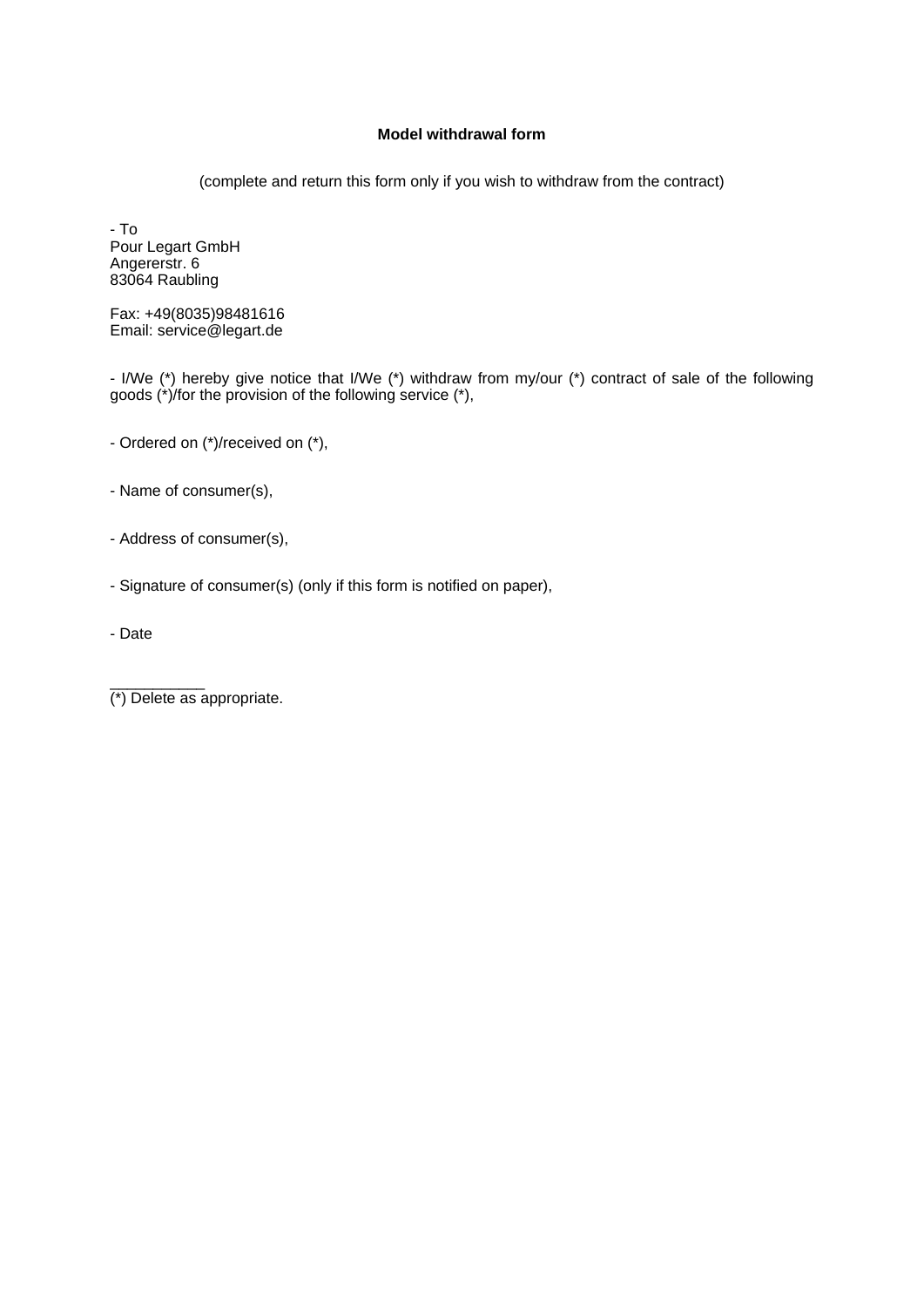**Model withdrawal form**

(complete and return this form only if you wish to withdraw from the contract)

- To
Pour Legart GmbH
Angererstr. 6
83064 Raubling

Fax: +49(8035)98481616
Email: service@legart.de

- I/We (*) hereby give notice that I/We (*) withdraw from my/our (*) contract of sale of the following goods (*)/for the provision of the following service (*),

- Ordered on (*)/received on (*),

- Name of consumer(s),

- Address of consumer(s),

- Signature of consumer(s) (only if this form is notified on paper),

- Date

___________
(*) Delete as appropriate.